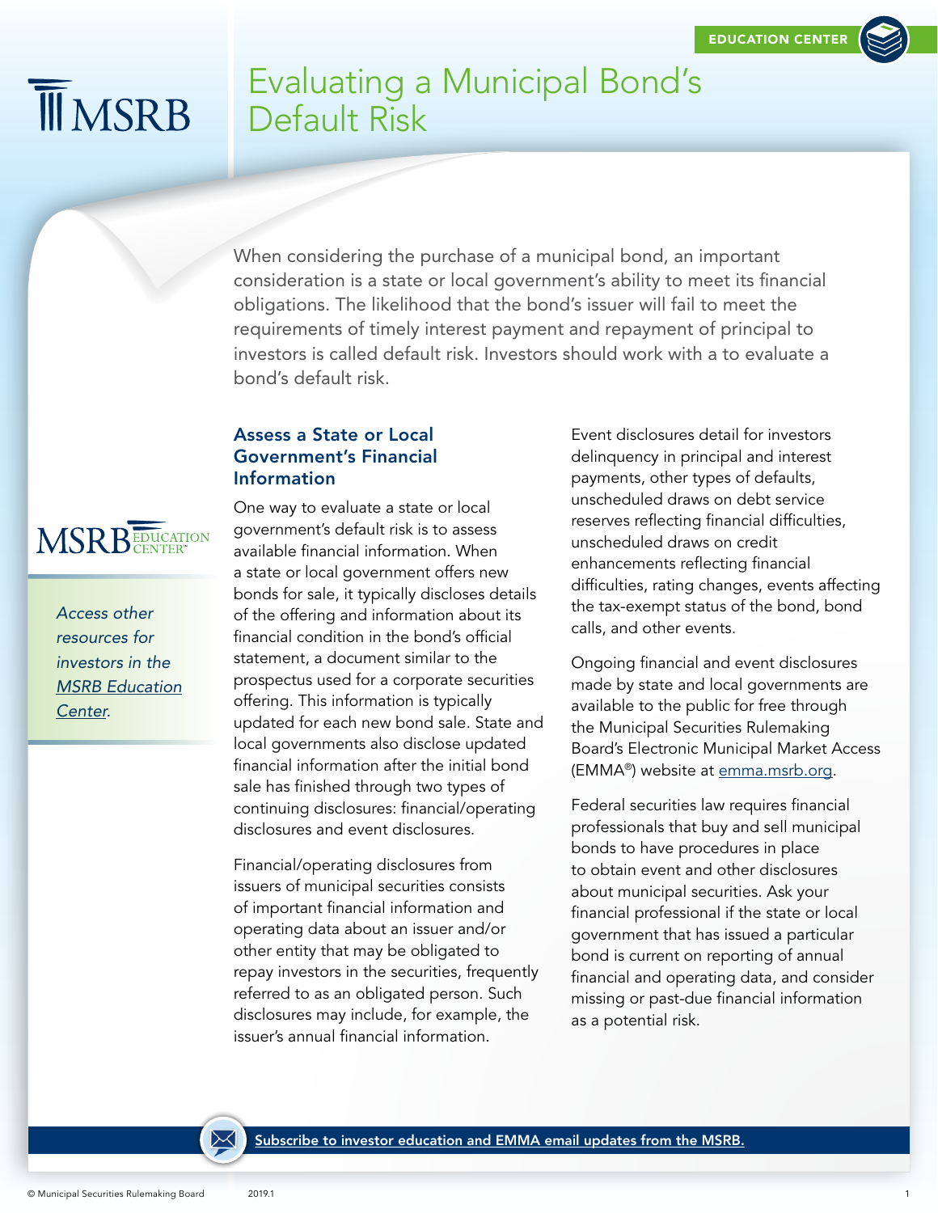EDUCATION CENTER

# Evaluating a Municipal Bond's Default Risk

When considering the purchase of a municipal bond, an important consideration is a state or local government's ability to meet its financial obligations. The likelihood that the bond's issuer will fail to meet the requirements of timely interest payment and repayment of principal to investors is called default risk. Investors should work with a to evaluate a bond's default risk.

*Access other resources for investors in the MSRB Education Center.*

## Assess a State or Local Government's Financial Information

One way to evaluate a state or local government's default risk is to assess available financial information. When a state or local government offers new bonds for sale, it typically discloses details of the offering and information about its financial condition in the bond's official statement, a document similar to the prospectus used for a corporate securities offering. This information is typically updated for each new bond sale. State and local governments also disclose updated financial information after the initial bond sale has finished through two types of continuing disclosures: financial/operating disclosures and event disclosures.

Financial/operating disclosures from issuers of municipal securities consists of important financial information and operating data about an issuer and/or other entity that may be obligated to repay investors in the securities, frequently referred to as an obligated person. Such disclosures may include, for example, the issuer's annual financial information.

Event disclosures detail for investors delinquency in principal and interest payments, other types of defaults, unscheduled draws on debt service reserves reflecting financial difficulties, unscheduled draws on credit enhancements reflecting financial difficulties, rating changes, events affecting the tax-exempt status of the bond, bond calls, and other events.

Ongoing financial and event disclosures made by state and local governments are available to the public for free through the Municipal Securities Rulemaking Board's Electronic Municipal Market Access (EMMA®) website at emma.msrb.org.

Federal securities law requires financial professionals that buy and sell municipal bonds to have procedures in place to obtain event and other disclosures about municipal securities. Ask your financial professional if the state or local government that has issued a particular bond is current on reporting of annual financial and operating data, and consider missing or past-due financial information as a potential risk.

Subscribe to investor education and EMMA email updates from the MSRB.

© Municipal Securities Rulemaking Board 2019.1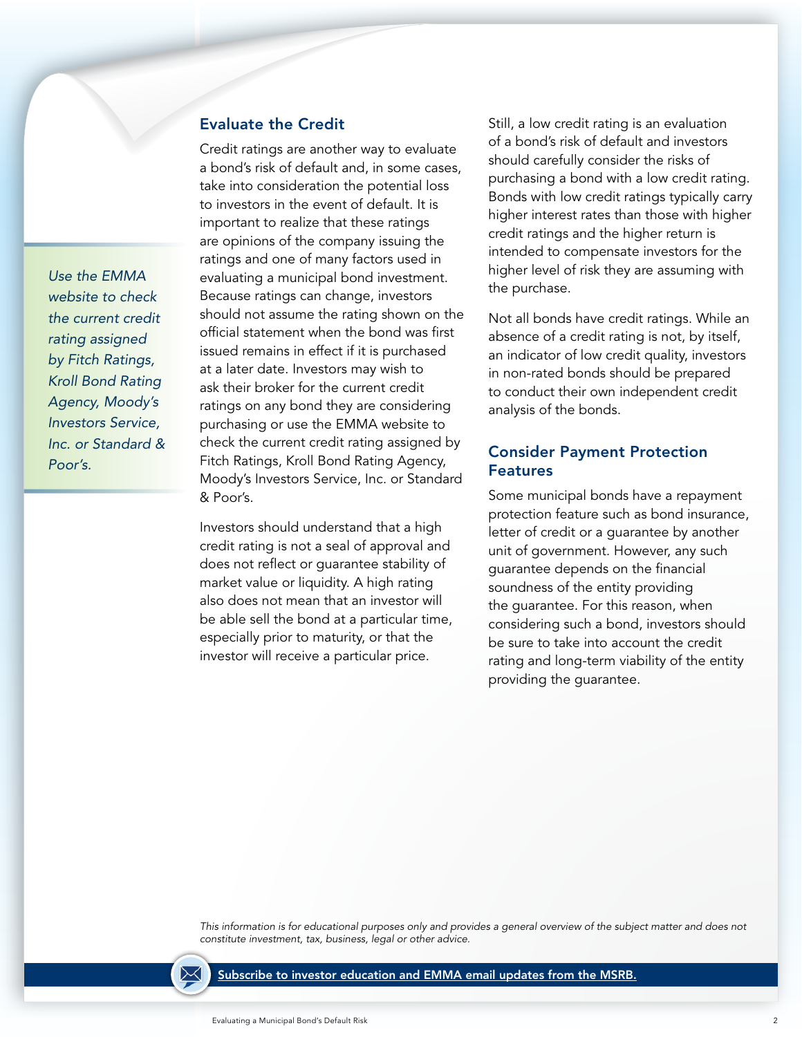*Use the EMMA website to check the current credit rating assigned by Fitch Ratings, Kroll Bond Rating Agency, Moody's Investors Service, Inc. or Standard & Poor's.*

## Evaluate the Credit

Credit ratings are another way to evaluate a bond's risk of default and, in some cases, take into consideration the potential loss to investors in the event of default. It is important to realize that these ratings are opinions of the company issuing the ratings and one of many factors used in evaluating a municipal bond investment. Because ratings can change, investors should not assume the rating shown on the official statement when the bond was first issued remains in effect if it is purchased at a later date. Investors may wish to ask their broker for the current credit ratings on any bond they are considering purchasing or use the EMMA website to check the current credit rating assigned by Fitch Ratings, Kroll Bond Rating Agency, Moody's Investors Service, Inc. or Standard & Poor's.

Investors should understand that a high credit rating is not a seal of approval and does not reflect or guarantee stability of market value or liquidity. A high rating also does not mean that an investor will be able sell the bond at a particular time, especially prior to maturity, or that the investor will receive a particular price.

Still, a low credit rating is an evaluation of a bond's risk of default and investors should carefully consider the risks of purchasing a bond with a low credit rating. Bonds with low credit ratings typically carry higher interest rates than those with higher credit ratings and the higher return is intended to compensate investors for the higher level of risk they are assuming with the purchase.

Not all bonds have credit ratings. While an absence of a credit rating is not, by itself, an indicator of low credit quality, investors in non-rated bonds should be prepared to conduct their own independent credit analysis of the bonds.

## Consider Payment Protection Features

Some municipal bonds have a repayment protection feature such as bond insurance, letter of credit or a guarantee by another unit of government. However, any such guarantee depends on the financial soundness of the entity providing the guarantee. For this reason, when considering such a bond, investors should be sure to take into account the credit rating and long-term viability of the entity providing the guarantee.

*This information is for educational purposes only and provides a general overview of the subject matter and does not constitute investment, tax, business, legal or other advice.*

Subscribe to investor education and EMMA email updates from the MSRB.